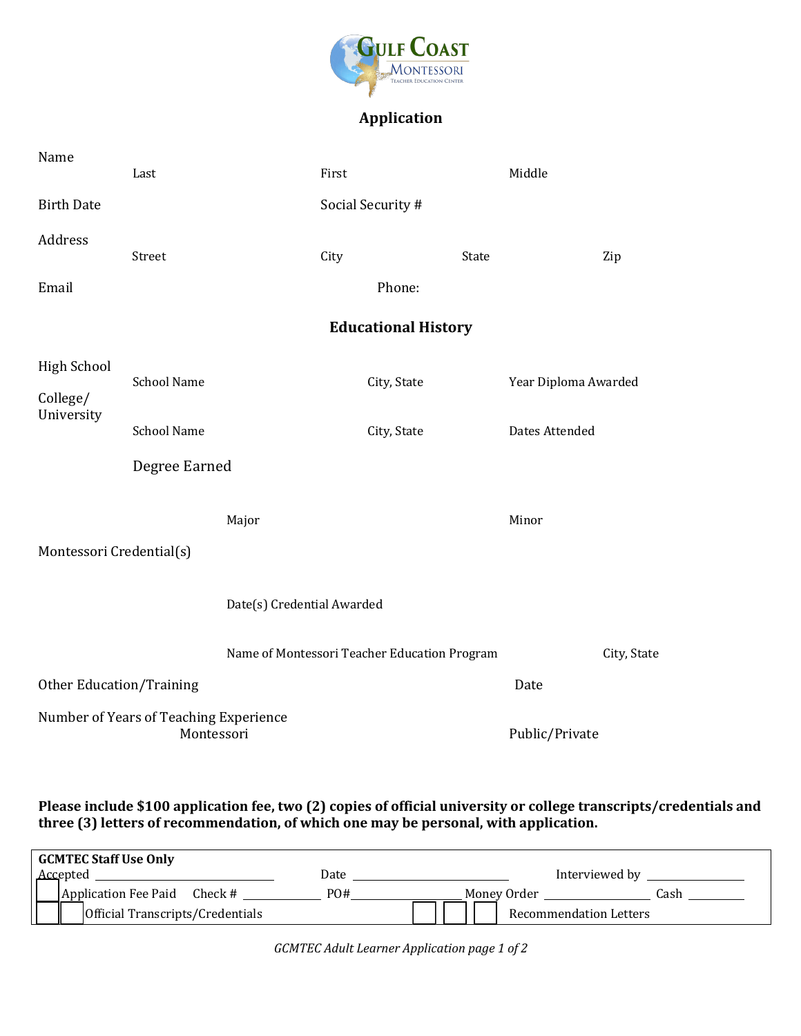Gulf Coast Montessori Teacher Education Center

# Application

Name
Last | First | Middle

Birth Date | Social Security #

Address
Street | City | State | Zip

Email | Phone:

## Educational History

High School
School Name | City, State | Year Diploma Awarded

College/ University
School Name | City, State | Dates Attended

Degree Earned

Major | Minor

Montessori Credential(s)

Date(s) Credential Awarded

Name of Montessori Teacher Education Program | City, State

Other Education/Training | Date

Number of Years of Teaching Experience
Montessori | Public/Private

**Please include $100 application fee, two (2) copies of official university or college transcripts/credentials and three (3) letters of recommendation, of which one may be personal, with application.**

| **GCMTEC Staff Use Only** | | |
|---|---|---|
| Accepted ____________ | Date ____________ | Interviewed by ____________ |
| ☐ Application Fee Paid Check # ________ | PO# ________ | Money Order ________ Cash ________ |
| ☐ ☐ Official Transcripts/Credentials | ☐ ☐ ☐ | Recommendation Letters |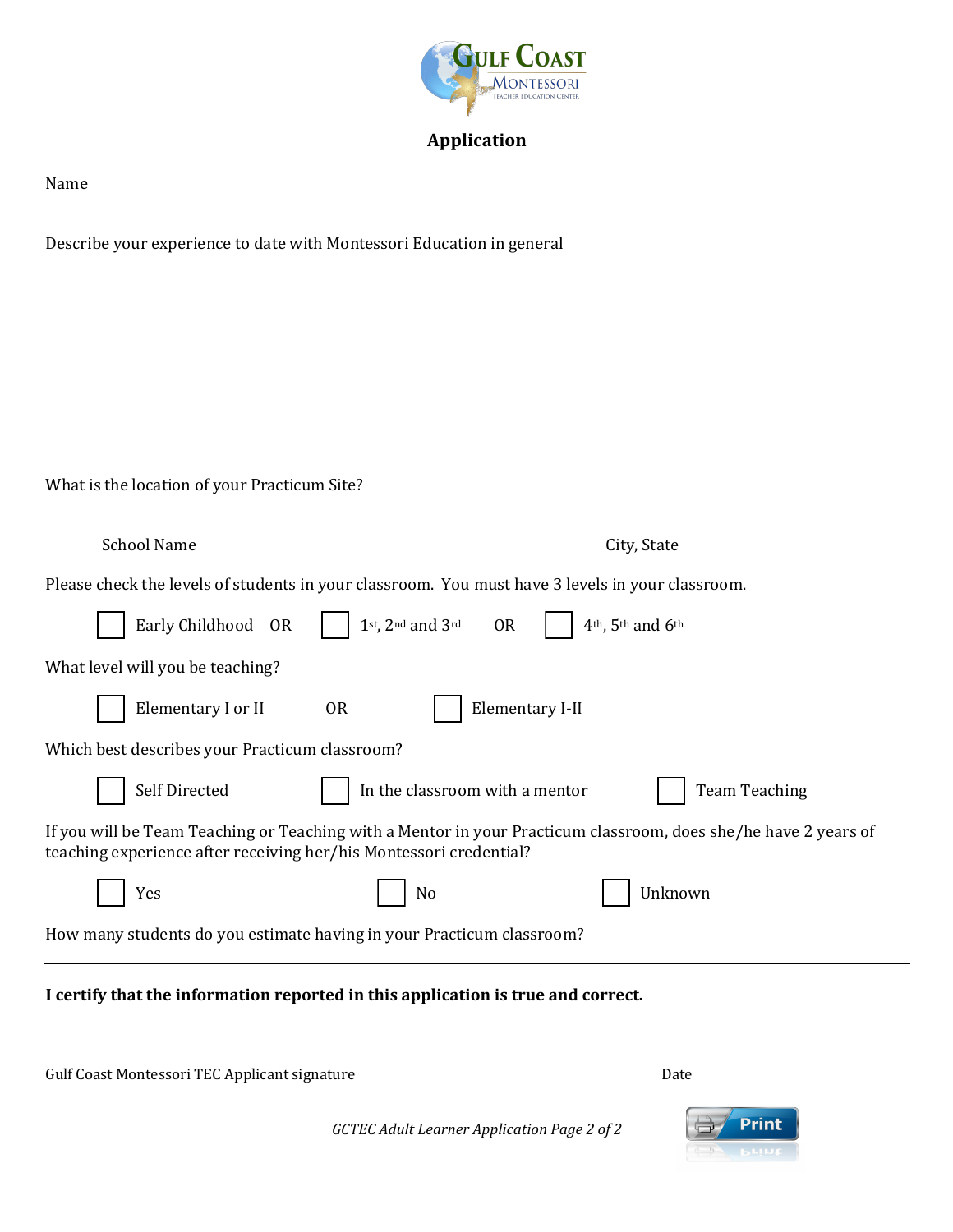Gulf Coast Montessori Teacher Education Center

## Application

Name

Describe your experience to date with Montessori Education in general

What is the location of your Practicum Site?

School Name City, State

Please check the levels of students in your classroom. You must have 3 levels in your classroom.

☐ Early Childhood OR ☐ 1st, 2nd and 3rd OR ☐ 4th, 5th and 6th

What level will you be teaching?

☐ Elementary I or II OR ☐ Elementary I-II

Which best describes your Practicum classroom?

☐ Self Directed ☐ In the classroom with a mentor ☐ Team Teaching

If you will be Team Teaching or Teaching with a Mentor in your Practicum classroom, does she/he have 2 years of teaching experience after receiving her/his Montessori credential?

☐ Yes ☐ No ☐ Unknown

How many students do you estimate having in your Practicum classroom?

---

**I certify that the information reported in this application is true and correct.**

Gulf Coast Montessori TEC Applicant signature Date

*GCTEC Adult Learner Application Page 2 of 2*